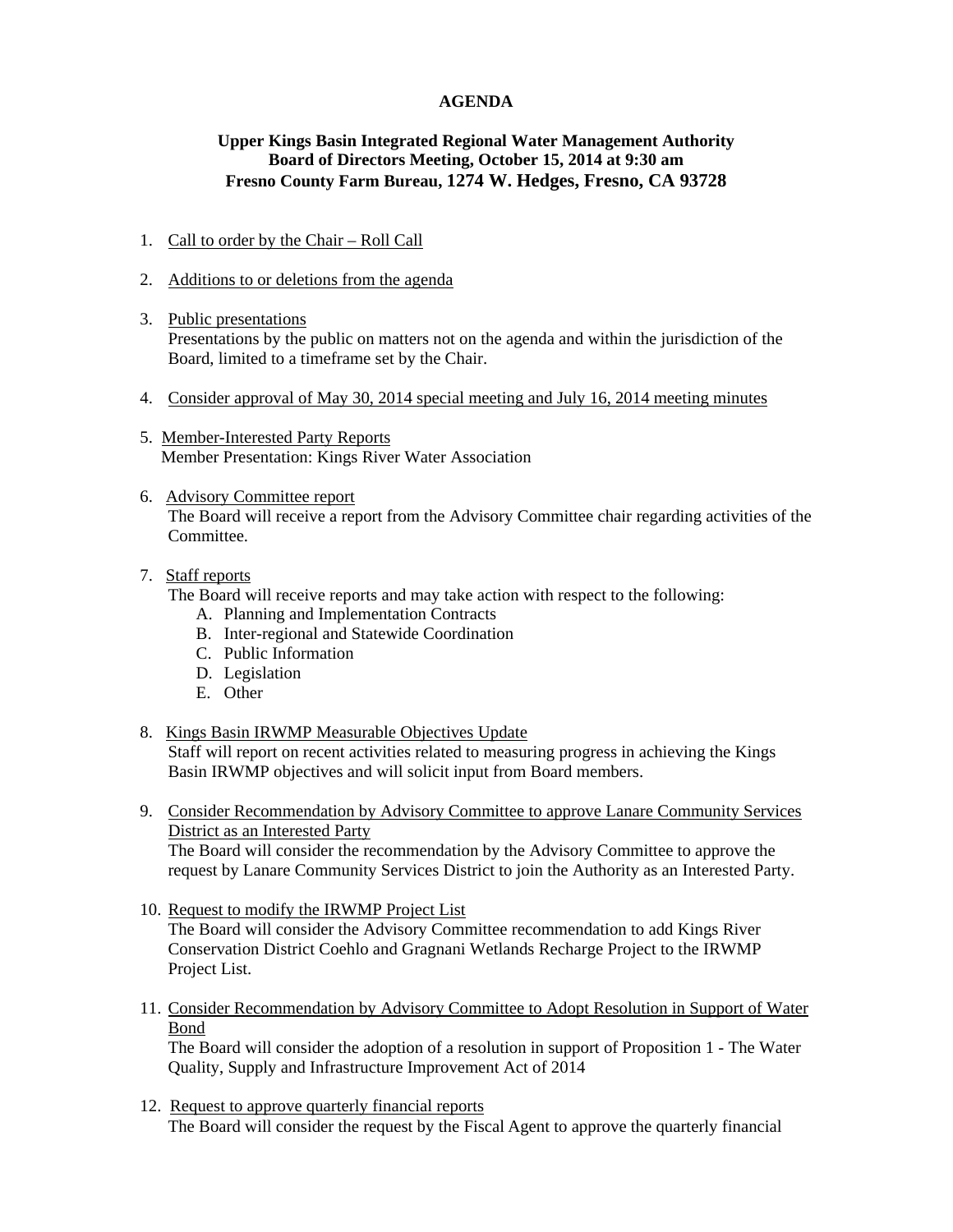**AGENDA**

**Upper Kings Basin Integrated Regional Water Management Authority**
**Board of Directors Meeting, October 15, 2014 at 9:30 am**
**Fresno County Farm Bureau, 1274 W. Hedges, Fresno, CA 93728**

1. Call to order by the Chair – Roll Call

2. Additions to or deletions from the agenda

3. Public presentations
   Presentations by the public on matters not on the agenda and within the jurisdiction of the Board, limited to a timeframe set by the Chair.

4. Consider approval of May 30, 2014 special meeting and July 16, 2014 meeting minutes

5. Member-Interested Party Reports
   Member Presentation: Kings River Water Association

6. Advisory Committee report
   The Board will receive a report from the Advisory Committee chair regarding activities of the Committee.

7. Staff reports
   The Board will receive reports and may take action with respect to the following:
   A. Planning and Implementation Contracts
   B. Inter-regional and Statewide Coordination
   C. Public Information
   D. Legislation
   E. Other

8. Kings Basin IRWMP Measurable Objectives Update
   Staff will report on recent activities related to measuring progress in achieving the Kings Basin IRWMP objectives and will solicit input from Board members.

9. Consider Recommendation by Advisory Committee to approve Lanare Community Services District as an Interested Party
   The Board will consider the recommendation by the Advisory Committee to approve the request by Lanare Community Services District to join the Authority as an Interested Party.

10. Request to modify the IRWMP Project List
    The Board will consider the Advisory Committee recommendation to add Kings River Conservation District Coehlo and Gragnani Wetlands Recharge Project to the IRWMP Project List.

11. Consider Recommendation by Advisory Committee to Adopt Resolution in Support of Water Bond
    The Board will consider the adoption of a resolution in support of Proposition 1 - The Water Quality, Supply and Infrastructure Improvement Act of 2014

12. Request to approve quarterly financial reports
    The Board will consider the request by the Fiscal Agent to approve the quarterly financial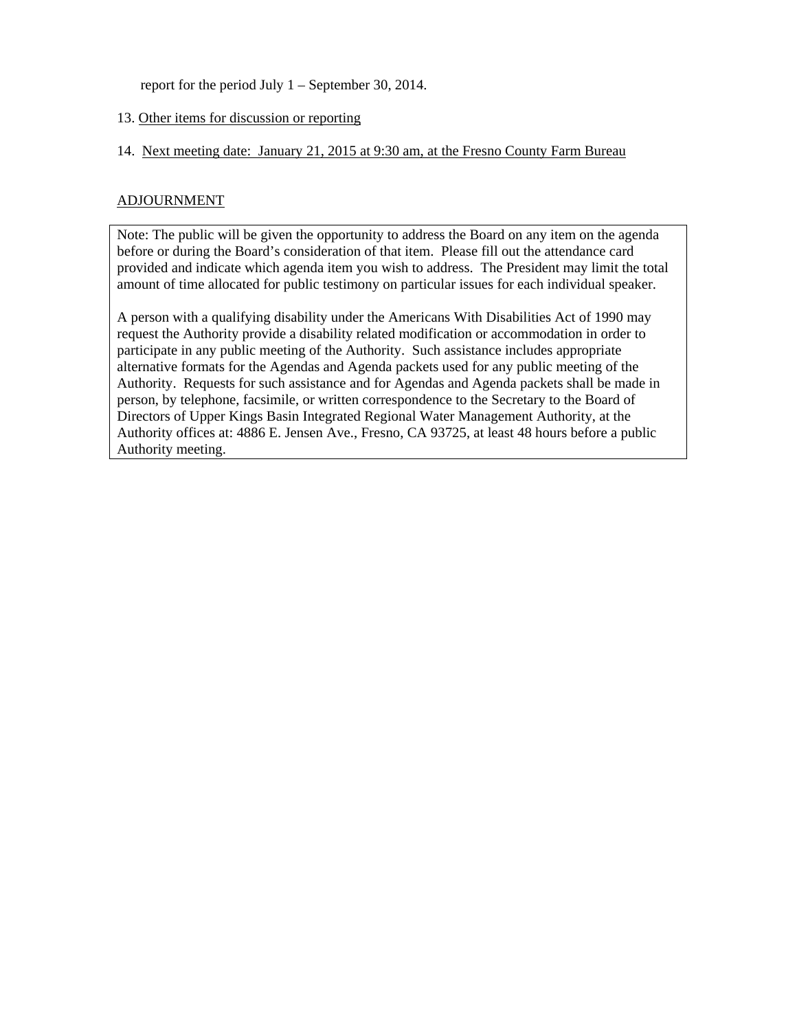report for the period July 1 – September 30, 2014.

13. Other items for discussion or reporting

14. Next meeting date: January 21, 2015 at 9:30 am, at the Fresno County Farm Bureau

ADJOURNMENT

Note: The public will be given the opportunity to address the Board on any item on the agenda before or during the Board's consideration of that item. Please fill out the attendance card provided and indicate which agenda item you wish to address. The President may limit the total amount of time allocated for public testimony on particular issues for each individual speaker.

A person with a qualifying disability under the Americans With Disabilities Act of 1990 may request the Authority provide a disability related modification or accommodation in order to participate in any public meeting of the Authority. Such assistance includes appropriate alternative formats for the Agendas and Agenda packets used for any public meeting of the Authority. Requests for such assistance and for Agendas and Agenda packets shall be made in person, by telephone, facsimile, or written correspondence to the Secretary to the Board of Directors of Upper Kings Basin Integrated Regional Water Management Authority, at the Authority offices at: 4886 E. Jensen Ave., Fresno, CA 93725, at least 48 hours before a public Authority meeting.